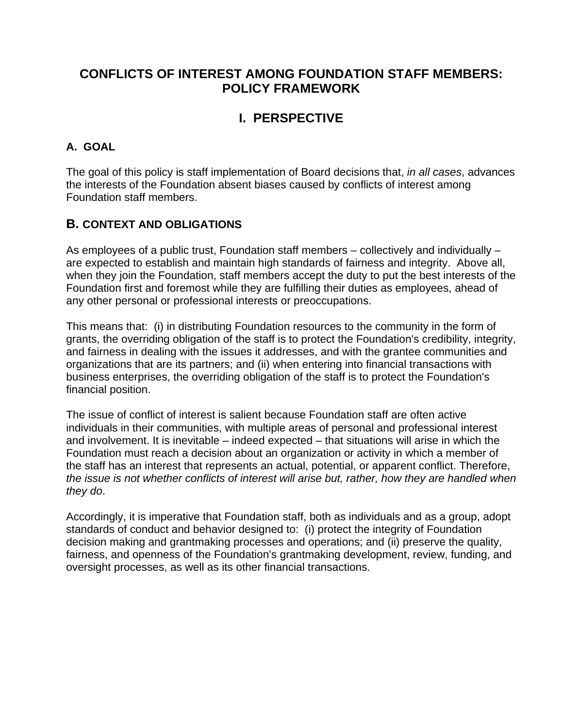# CONFLICTS OF INTEREST AMONG FOUNDATION STAFF MEMBERS: POLICY FRAMEWORK

## I. PERSPECTIVE

### A. GOAL

The goal of this policy is staff implementation of Board decisions that, *in all cases*, advances the interests of the Foundation absent biases caused by conflicts of interest among Foundation staff members.

### B. CONTEXT AND OBLIGATIONS

As employees of a public trust, Foundation staff members – collectively and individually – are expected to establish and maintain high standards of fairness and integrity. Above all, when they join the Foundation, staff members accept the duty to put the best interests of the Foundation first and foremost while they are fulfilling their duties as employees, ahead of any other personal or professional interests or preoccupations.

This means that: (i) in distributing Foundation resources to the community in the form of grants, the overriding obligation of the staff is to protect the Foundation's credibility, integrity, and fairness in dealing with the issues it addresses, and with the grantee communities and organizations that are its partners; and (ii) when entering into financial transactions with business enterprises, the overriding obligation of the staff is to protect the Foundation's financial position.

The issue of conflict of interest is salient because Foundation staff are often active individuals in their communities, with multiple areas of personal and professional interest and involvement. It is inevitable – indeed expected – that situations will arise in which the Foundation must reach a decision about an organization or activity in which a member of the staff has an interest that represents an actual, potential, or apparent conflict. Therefore, *the issue is not whether conflicts of interest will arise but, rather, how they are handled when they do*.

Accordingly, it is imperative that Foundation staff, both as individuals and as a group, adopt standards of conduct and behavior designed to: (i) protect the integrity of Foundation decision making and grantmaking processes and operations; and (ii) preserve the quality, fairness, and openness of the Foundation's grantmaking development, review, funding, and oversight processes, as well as its other financial transactions.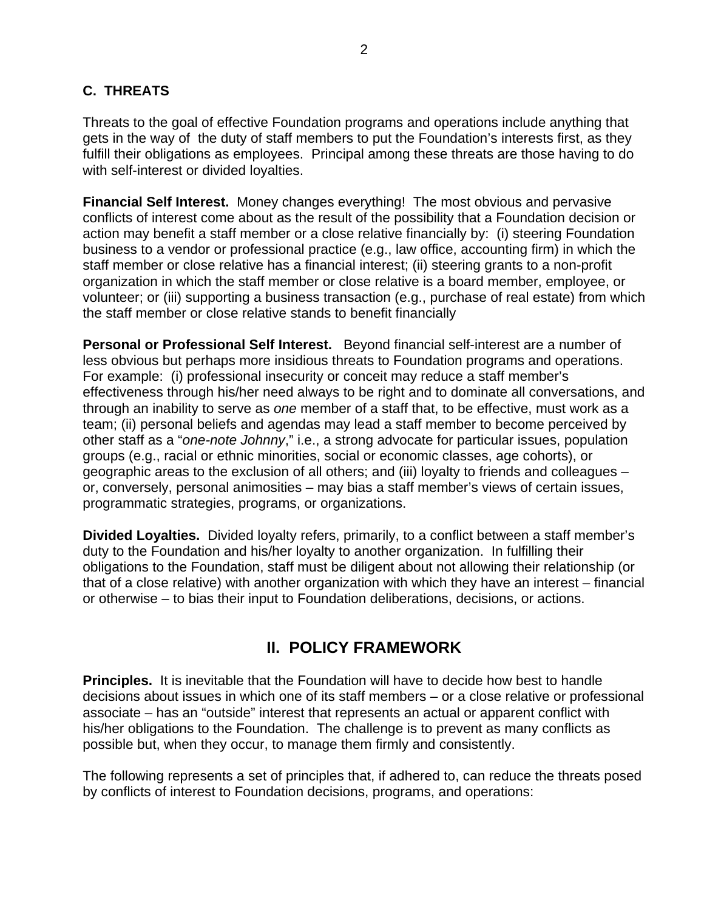### C. THREATS

Threats to the goal of effective Foundation programs and operations include anything that gets in the way of the duty of staff members to put the Foundation's interests first, as they fulfill their obligations as employees. Principal among these threats are those having to do with self-interest or divided loyalties.

**Financial Self Interest.** Money changes everything! The most obvious and pervasive conflicts of interest come about as the result of the possibility that a Foundation decision or action may benefit a staff member or a close relative financially by: (i) steering Foundation business to a vendor or professional practice (e.g., law office, accounting firm) in which the staff member or close relative has a financial interest; (ii) steering grants to a non-profit organization in which the staff member or close relative is a board member, employee, or volunteer; or (iii) supporting a business transaction (e.g., purchase of real estate) from which the staff member or close relative stands to benefit financially

**Personal or Professional Self Interest.** Beyond financial self-interest are a number of less obvious but perhaps more insidious threats to Foundation programs and operations. For example: (i) professional insecurity or conceit may reduce a staff member's effectiveness through his/her need always to be right and to dominate all conversations, and through an inability to serve as *one* member of a staff that, to be effective, must work as a team; (ii) personal beliefs and agendas may lead a staff member to become perceived by other staff as a "*one-note Johnny*," i.e., a strong advocate for particular issues, population groups (e.g., racial or ethnic minorities, social or economic classes, age cohorts), or geographic areas to the exclusion of all others; and (iii) loyalty to friends and colleagues – or, conversely, personal animosities – may bias a staff member's views of certain issues, programmatic strategies, programs, or organizations.

**Divided Loyalties.** Divided loyalty refers, primarily, to a conflict between a staff member's duty to the Foundation and his/her loyalty to another organization. In fulfilling their obligations to the Foundation, staff must be diligent about not allowing their relationship (or that of a close relative) with another organization with which they have an interest – financial or otherwise – to bias their input to Foundation deliberations, decisions, or actions.

## II. POLICY FRAMEWORK

**Principles.** It is inevitable that the Foundation will have to decide how best to handle decisions about issues in which one of its staff members – or a close relative or professional associate – has an "outside" interest that represents an actual or apparent conflict with his/her obligations to the Foundation. The challenge is to prevent as many conflicts as possible but, when they occur, to manage them firmly and consistently.

The following represents a set of principles that, if adhered to, can reduce the threats posed by conflicts of interest to Foundation decisions, programs, and operations: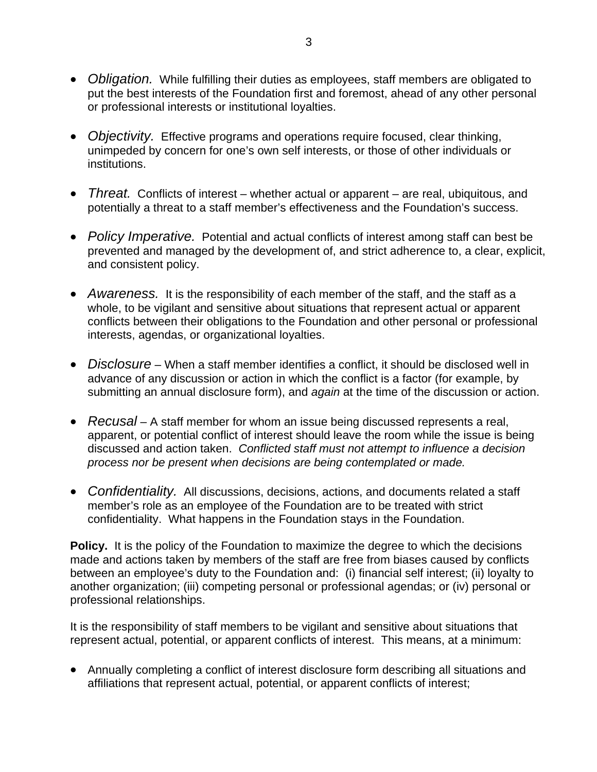- *Obligation.* While fulfilling their duties as employees, staff members are obligated to put the best interests of the Foundation first and foremost, ahead of any other personal or professional interests or institutional loyalties.

- *Objectivity.* Effective programs and operations require focused, clear thinking, unimpeded by concern for one's own self interests, or those of other individuals or institutions.

- *Threat.* Conflicts of interest – whether actual or apparent – are real, ubiquitous, and potentially a threat to a staff member's effectiveness and the Foundation's success.

- *Policy Imperative.* Potential and actual conflicts of interest among staff can best be prevented and managed by the development of, and strict adherence to, a clear, explicit, and consistent policy.

- *Awareness.* It is the responsibility of each member of the staff, and the staff as a whole, to be vigilant and sensitive about situations that represent actual or apparent conflicts between their obligations to the Foundation and other personal or professional interests, agendas, or organizational loyalties.

- *Disclosure* – When a staff member identifies a conflict, it should be disclosed well in advance of any discussion or action in which the conflict is a factor (for example, by submitting an annual disclosure form), and *again* at the time of the discussion or action.

- *Recusal* – A staff member for whom an issue being discussed represents a real, apparent, or potential conflict of interest should leave the room while the issue is being discussed and action taken. *Conflicted staff must not attempt to influence a decision process nor be present when decisions are being contemplated or made.*

- *Confidentiality.* All discussions, decisions, actions, and documents related a staff member's role as an employee of the Foundation are to be treated with strict confidentiality. What happens in the Foundation stays in the Foundation.

**Policy.** It is the policy of the Foundation to maximize the degree to which the decisions made and actions taken by members of the staff are free from biases caused by conflicts between an employee's duty to the Foundation and: (i) financial self interest; (ii) loyalty to another organization; (iii) competing personal or professional agendas; or (iv) personal or professional relationships.

It is the responsibility of staff members to be vigilant and sensitive about situations that represent actual, potential, or apparent conflicts of interest. This means, at a minimum:

- Annually completing a conflict of interest disclosure form describing all situations and affiliations that represent actual, potential, or apparent conflicts of interest;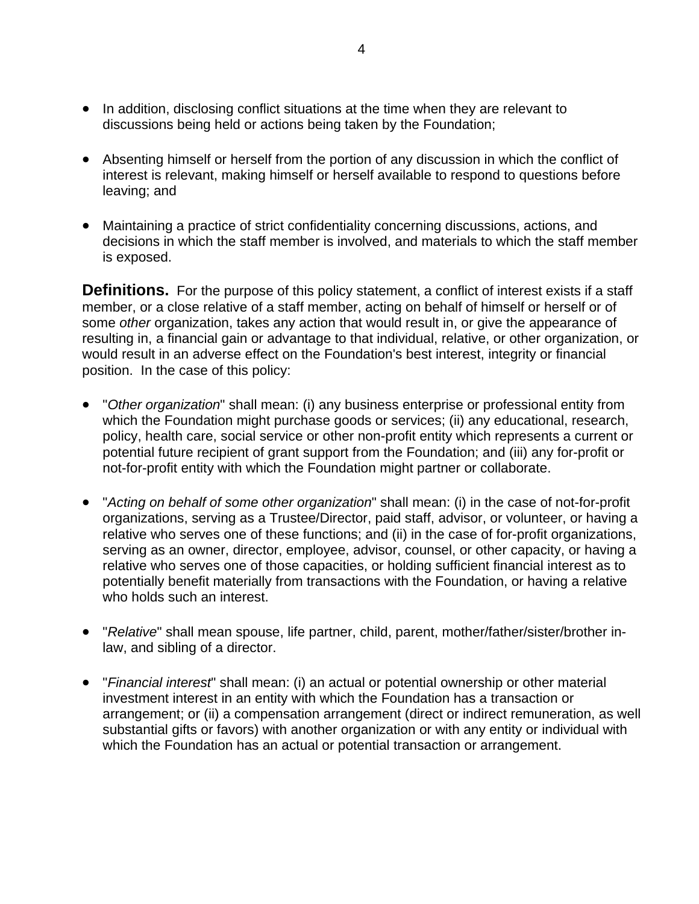- In addition, disclosing conflict situations at the time when they are relevant to discussions being held or actions being taken by the Foundation;

- Absenting himself or herself from the portion of any discussion in which the conflict of interest is relevant, making himself or herself available to respond to questions before leaving; and

- Maintaining a practice of strict confidentiality concerning discussions, actions, and decisions in which the staff member is involved, and materials to which the staff member is exposed.

**Definitions.** For the purpose of this policy statement, a conflict of interest exists if a staff member, or a close relative of a staff member, acting on behalf of himself or herself or of some *other* organization, takes any action that would result in, or give the appearance of resulting in, a financial gain or advantage to that individual, relative, or other organization, or would result in an adverse effect on the Foundation's best interest, integrity or financial position. In the case of this policy:

- "*Other organization*" shall mean: (i) any business enterprise or professional entity from which the Foundation might purchase goods or services; (ii) any educational, research, policy, health care, social service or other non-profit entity which represents a current or potential future recipient of grant support from the Foundation; and (iii) any for-profit or not-for-profit entity with which the Foundation might partner or collaborate.

- "*Acting on behalf of some other organization*" shall mean: (i) in the case of not-for-profit organizations, serving as a Trustee/Director, paid staff, advisor, or volunteer, or having a relative who serves one of these functions; and (ii) in the case of for-profit organizations, serving as an owner, director, employee, advisor, counsel, or other capacity, or having a relative who serves one of those capacities, or holding sufficient financial interest as to potentially benefit materially from transactions with the Foundation, or having a relative who holds such an interest.

- "*Relative*" shall mean spouse, life partner, child, parent, mother/father/sister/brother in-law, and sibling of a director.

- "*Financial interest*" shall mean: (i) an actual or potential ownership or other material investment interest in an entity with which the Foundation has a transaction or arrangement; or (ii) a compensation arrangement (direct or indirect remuneration, as well substantial gifts or favors) with another organization or with any entity or individual with which the Foundation has an actual or potential transaction or arrangement.